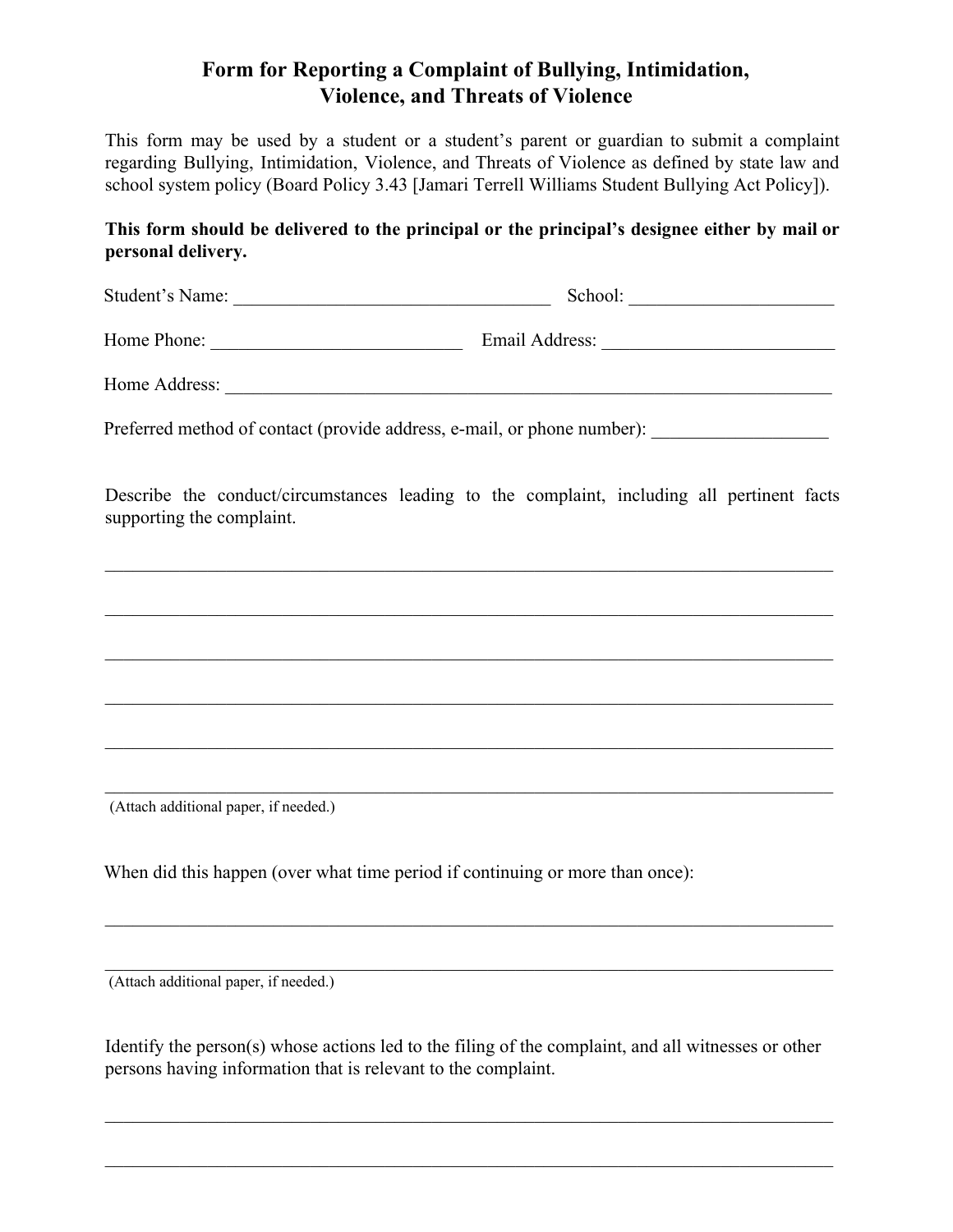# Form for Reporting a Complaint of Bullying, Intimidation, Violence, and Threats of Violence

This form may be used by a student or a student's parent or guardian to submit a complaint regarding Bullying, Intimidation, Violence, and Threats of Violence as defined by state law and school system policy (Board Policy 3.43 [Jamari Terrell Williams Student Bullying Act Policy]).

**This form should be delivered to the principal or the principal's designee either by mail or personal delivery.**

Student's Name: ___________________________________ School: _____________________

Home Phone: ___________________________ Email Address: _________________________

Home Address: ____________________________________________________________________

Preferred method of contact (provide address, e-mail, or phone number): ___________________

Describe the conduct/circumstances leading to the complaint, including all pertinent facts supporting the complaint.

________________________________________________________________________________

________________________________________________________________________________

________________________________________________________________________________

________________________________________________________________________________

________________________________________________________________________________

________________________________________________________________________________

(Attach additional paper, if needed.)

When did this happen (over what time period if continuing or more than once):

________________________________________________________________________________

________________________________________________________________________________

(Attach additional paper, if needed.)

Identify the person(s) whose actions led to the filing of the complaint, and all witnesses or other persons having information that is relevant to the complaint.

________________________________________________________________________________

________________________________________________________________________________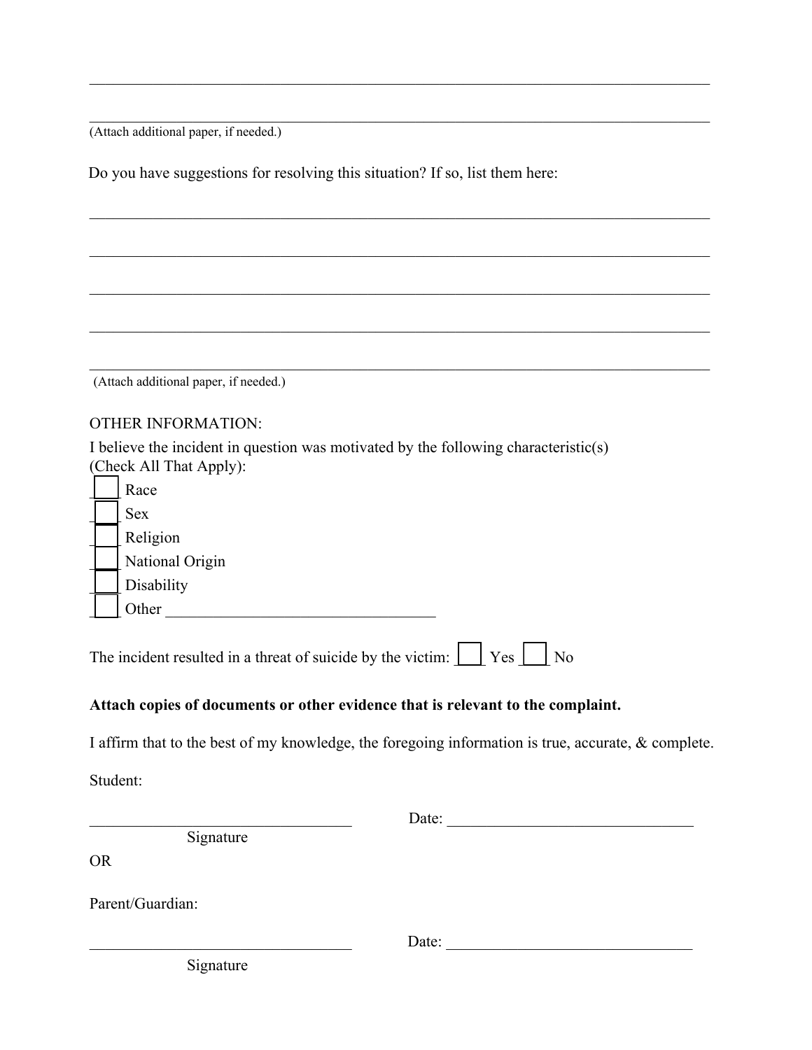\_\_\_\_\_\_\_\_\_\_\_\_\_\_\_\_\_\_\_\_\_\_\_\_\_\_\_\_\_\_\_\_\_\_\_\_\_\_\_\_\_\_\_\_\_\_\_\_\_\_\_\_\_\_\_\_\_\_\_\_\_\_\_\_\_\_\_\_\_\_\_\_\_\_\_\_\_\_

\_\_\_\_\_\_\_\_\_\_\_\_\_\_\_\_\_\_\_\_\_\_\_\_\_\_\_\_\_\_\_\_\_\_\_\_\_\_\_\_\_\_\_\_\_\_\_\_\_\_\_\_\_\_\_\_\_\_\_\_\_\_\_\_\_\_\_\_\_\_\_\_\_\_\_\_\_\_

(Attach additional paper, if needed.)

Do you have suggestions for resolving this situation? If so, list them here:

\_\_\_\_\_\_\_\_\_\_\_\_\_\_\_\_\_\_\_\_\_\_\_\_\_\_\_\_\_\_\_\_\_\_\_\_\_\_\_\_\_\_\_\_\_\_\_\_\_\_\_\_\_\_\_\_\_\_\_\_\_\_\_\_\_\_\_\_\_\_\_\_\_\_\_\_\_\_

\_\_\_\_\_\_\_\_\_\_\_\_\_\_\_\_\_\_\_\_\_\_\_\_\_\_\_\_\_\_\_\_\_\_\_\_\_\_\_\_\_\_\_\_\_\_\_\_\_\_\_\_\_\_\_\_\_\_\_\_\_\_\_\_\_\_\_\_\_\_\_\_\_\_\_\_\_\_

\_\_\_\_\_\_\_\_\_\_\_\_\_\_\_\_\_\_\_\_\_\_\_\_\_\_\_\_\_\_\_\_\_\_\_\_\_\_\_\_\_\_\_\_\_\_\_\_\_\_\_\_\_\_\_\_\_\_\_\_\_\_\_\_\_\_\_\_\_\_\_\_\_\_\_\_\_\_

\_\_\_\_\_\_\_\_\_\_\_\_\_\_\_\_\_\_\_\_\_\_\_\_\_\_\_\_\_\_\_\_\_\_\_\_\_\_\_\_\_\_\_\_\_\_\_\_\_\_\_\_\_\_\_\_\_\_\_\_\_\_\_\_\_\_\_\_\_\_\_\_\_\_\_\_\_\_

\_\_\_\_\_\_\_\_\_\_\_\_\_\_\_\_\_\_\_\_\_\_\_\_\_\_\_\_\_\_\_\_\_\_\_\_\_\_\_\_\_\_\_\_\_\_\_\_\_\_\_\_\_\_\_\_\_\_\_\_\_\_\_\_\_\_\_\_\_\_\_\_\_\_\_\_\_\_

(Attach additional paper, if needed.)

OTHER INFORMATION:

I believe the incident in question was motivated by the following characteristic(s) (Check All That Apply):

- ☐ Race
- ☐ Sex
- ☐ Religion
- ☐ National Origin
- ☐ Disability
- ☐ Other \_\_\_\_\_\_\_\_\_\_\_\_\_\_\_\_\_\_\_\_\_\_\_\_\_\_\_\_\_\_\_\_

The incident resulted in a threat of suicide by the victim: ☐ Yes ☐ No

**Attach copies of documents or other evidence that is relevant to the complaint.**

I affirm that to the best of my knowledge, the foregoing information is true, accurate, & complete.

Student:

\_\_\_\_\_\_\_\_\_\_\_\_\_\_\_\_\_\_\_\_\_\_\_\_\_\_\_\_\_\_\_\_ Date: \_\_\_\_\_\_\_\_\_\_\_\_\_\_\_\_\_\_\_\_\_\_\_\_\_\_\_\_\_\_

Signature

OR

Parent/Guardian:

\_\_\_\_\_\_\_\_\_\_\_\_\_\_\_\_\_\_\_\_\_\_\_\_\_\_\_\_\_\_\_\_ Date: \_\_\_\_\_\_\_\_\_\_\_\_\_\_\_\_\_\_\_\_\_\_\_\_\_\_\_\_\_\_

Signature